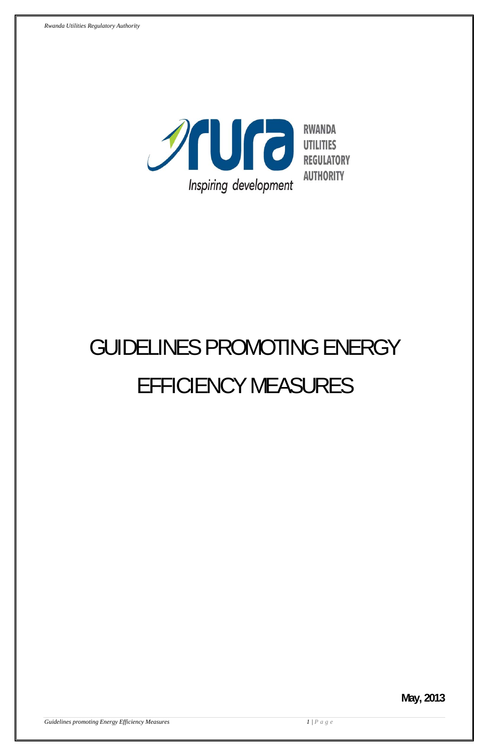RWANDA UTILITIES REGULATORY AUTHORITY

Inspiring development

# GUIDELINES PROMOTING ENERGY EFFICIENCY MEASURES

**May, 2013**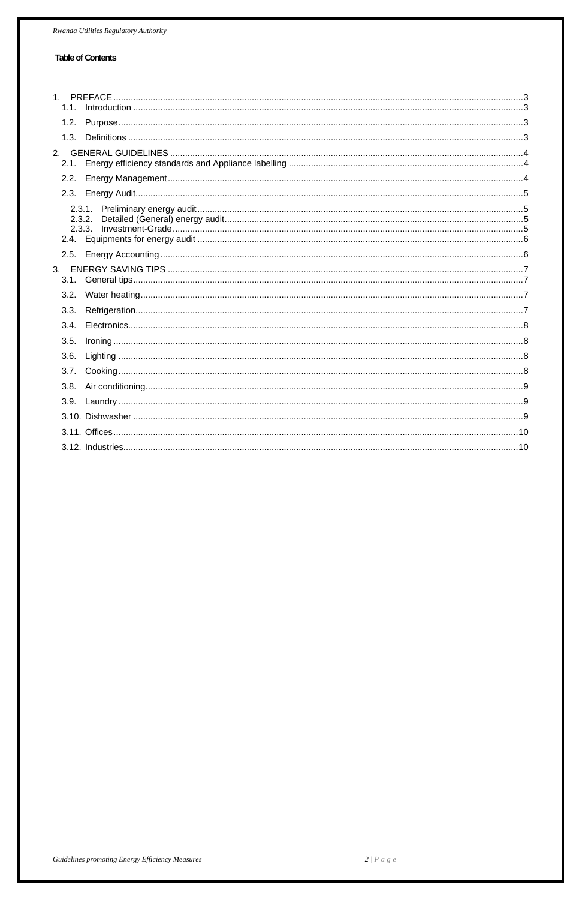**Table of Contents**

1. PREFACE ....................................................................................................... 3
    1.1. Introduction ............................................................................................. 3
    1.2. Purpose .................................................................................................... 3
    1.3. Definitions ............................................................................................... 3
2. GENERAL GUIDELINES .................................................................................... 4
    2.1. Energy efficiency standards and Appliance labelling ............................... 4
    2.2. Energy Management ................................................................................ 4
    2.3. Energy Audit ............................................................................................. 5
        2.3.1. Preliminary energy audit ..................................................................... 5
        2.3.2. Detailed (General) energy audit .......................................................... 5
        2.3.3. Investment-Grade ................................................................................ 5
    2.4. Equipments for energy audit .................................................................... 6
    2.5. Energy Accounting .................................................................................... 6
3. ENERGY SAVING TIPS ..................................................................................... 7
    3.1. General tips .............................................................................................. 7
    3.2. Water heating ........................................................................................... 7
    3.3. Refrigeration ............................................................................................. 7
    3.4. Electronics ................................................................................................ 8
    3.5. Ironing ...................................................................................................... 8
    3.6. Lighting ..................................................................................................... 8
    3.7. Cooking ..................................................................................................... 8
    3.8. Air conditioning ........................................................................................ 9
    3.9. Laundry ..................................................................................................... 9
    3.10. Dishwasher .............................................................................................. 9
    3.11. Offices ..................................................................................................... 10
    3.12. Industries ................................................................................................ 10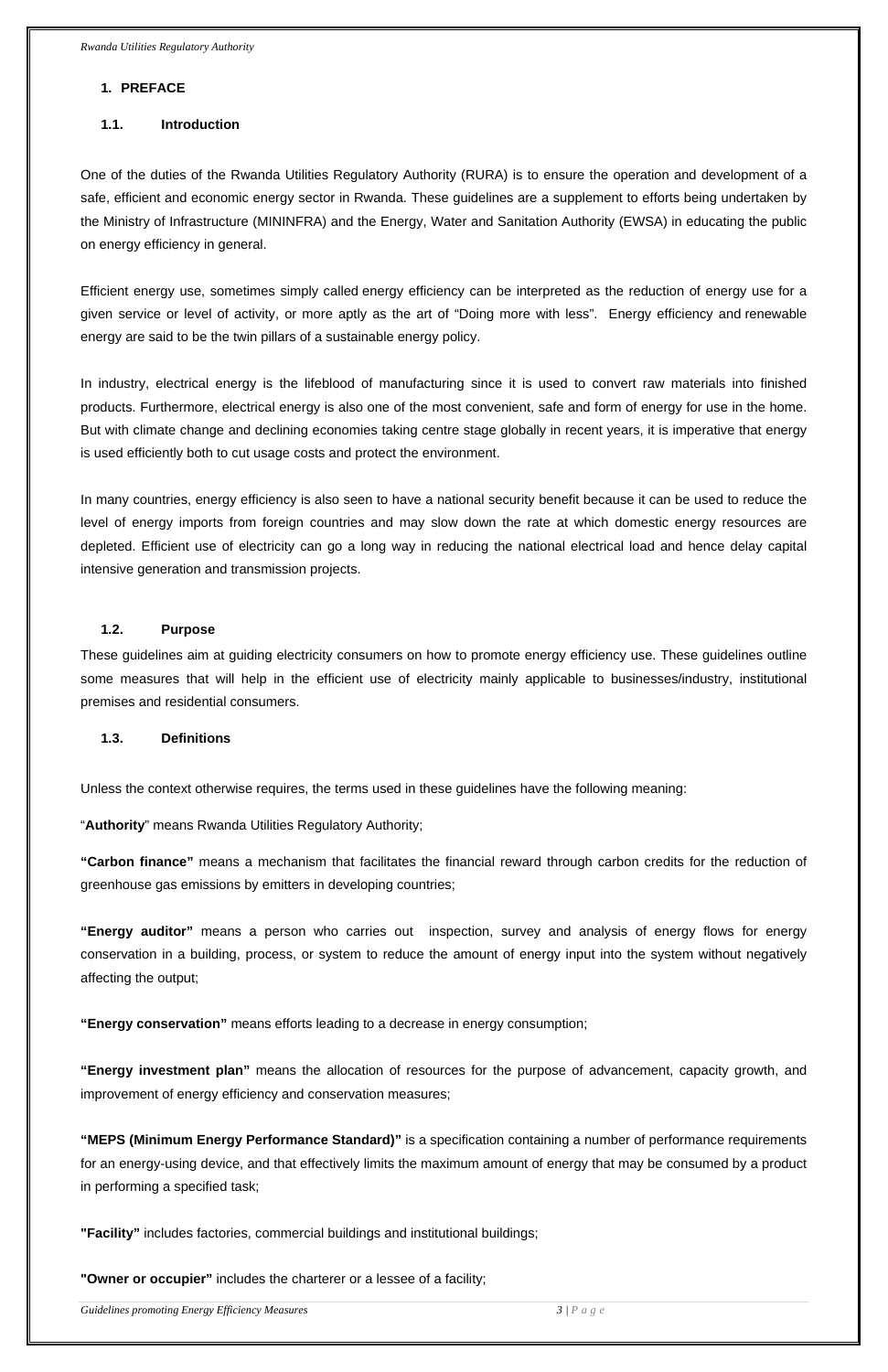## 1. PREFACE

### 1.1. Introduction

One of the duties of the Rwanda Utilities Regulatory Authority (RURA) is to ensure the operation and development of a safe, efficient and economic energy sector in Rwanda. These guidelines are a supplement to efforts being undertaken by the Ministry of Infrastructure (MININFRA) and the Energy, Water and Sanitation Authority (EWSA) in educating the public on energy efficiency in general.

Efficient energy use, sometimes simply called energy efficiency can be interpreted as the reduction of energy use for a given service or level of activity, or more aptly as the art of "Doing more with less". Energy efficiency and renewable energy are said to be the twin pillars of a sustainable energy policy.

In industry, electrical energy is the lifeblood of manufacturing since it is used to convert raw materials into finished products. Furthermore, electrical energy is also one of the most convenient, safe and form of energy for use in the home. But with climate change and declining economies taking centre stage globally in recent years, it is imperative that energy is used efficiently both to cut usage costs and protect the environment.

In many countries, energy efficiency is also seen to have a national security benefit because it can be used to reduce the level of energy imports from foreign countries and may slow down the rate at which domestic energy resources are depleted. Efficient use of electricity can go a long way in reducing the national electrical load and hence delay capital intensive generation and transmission projects.

### 1.2. Purpose

These guidelines aim at guiding electricity consumers on how to promote energy efficiency use. These guidelines outline some measures that will help in the efficient use of electricity mainly applicable to businesses/industry, institutional premises and residential consumers.

### 1.3. Definitions

Unless the context otherwise requires, the terms used in these guidelines have the following meaning:

"**Authority**" means Rwanda Utilities Regulatory Authority;

**"Carbon finance"** means a mechanism that facilitates the financial reward through carbon credits for the reduction of greenhouse gas emissions by emitters in developing countries;

**"Energy auditor"** means a person who carries out inspection, survey and analysis of energy flows for energy conservation in a building, process, or system to reduce the amount of energy input into the system without negatively affecting the output;

**"Energy conservation"** means efforts leading to a decrease in energy consumption;

**"Energy investment plan"** means the allocation of resources for the purpose of advancement, capacity growth, and improvement of energy efficiency and conservation measures;

**"MEPS (Minimum Energy Performance Standard)"** is a specification containing a number of performance requirements for an energy-using device, and that effectively limits the maximum amount of energy that may be consumed by a product in performing a specified task;

**"Facility"** includes factories, commercial buildings and institutional buildings;

**"Owner or occupier"** includes the charterer or a lessee of a facility;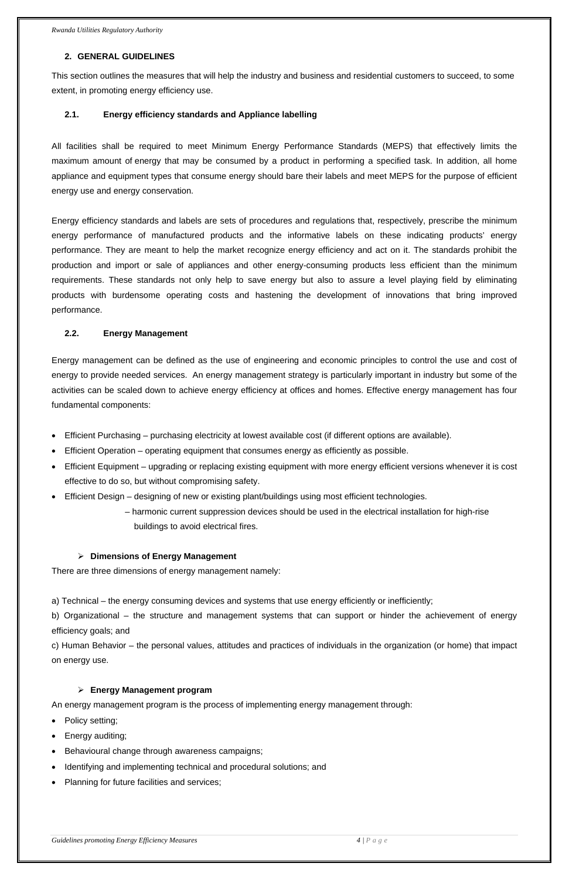## 2. GENERAL GUIDELINES

This section outlines the measures that will help the industry and business and residential customers to succeed, to some extent, in promoting energy efficiency use.

### 2.1. Energy efficiency standards and Appliance labelling

All facilities shall be required to meet Minimum Energy Performance Standards (MEPS) that effectively limits the maximum amount of energy that may be consumed by a product in performing a specified task. In addition, all home appliance and equipment types that consume energy should bare their labels and meet MEPS for the purpose of efficient energy use and energy conservation.

Energy efficiency standards and labels are sets of procedures and regulations that, respectively, prescribe the minimum energy performance of manufactured products and the informative labels on these indicating products' energy performance. They are meant to help the market recognize energy efficiency and act on it. The standards prohibit the production and import or sale of appliances and other energy-consuming products less efficient than the minimum requirements. These standards not only help to save energy but also to assure a level playing field by eliminating products with burdensome operating costs and hastening the development of innovations that bring improved performance.

### 2.2. Energy Management

Energy management can be defined as the use of engineering and economic principles to control the use and cost of energy to provide needed services. An energy management strategy is particularly important in industry but some of the activities can be scaled down to achieve energy efficiency at offices and homes. Effective energy management has four fundamental components:

- Efficient Purchasing – purchasing electricity at lowest available cost (if different options are available).
- Efficient Operation – operating equipment that consumes energy as efficiently as possible.
- Efficient Equipment – upgrading or replacing existing equipment with more energy efficient versions whenever it is cost effective to do so, but without compromising safety.
- Efficient Design – designing of new or existing plant/buildings using most efficient technologies.
  – harmonic current suppression devices should be used in the electrical installation for high-rise buildings to avoid electrical fires.

**Dimensions of Energy Management**

There are three dimensions of energy management namely:

a) Technical – the energy consuming devices and systems that use energy efficiently or inefficiently;

b) Organizational – the structure and management systems that can support or hinder the achievement of energy efficiency goals; and

c) Human Behavior – the personal values, attitudes and practices of individuals in the organization (or home) that impact on energy use.

**Energy Management program**

An energy management program is the process of implementing energy management through:

- Policy setting;
- Energy auditing;
- Behavioural change through awareness campaigns;
- Identifying and implementing technical and procedural solutions; and
- Planning for future facilities and services;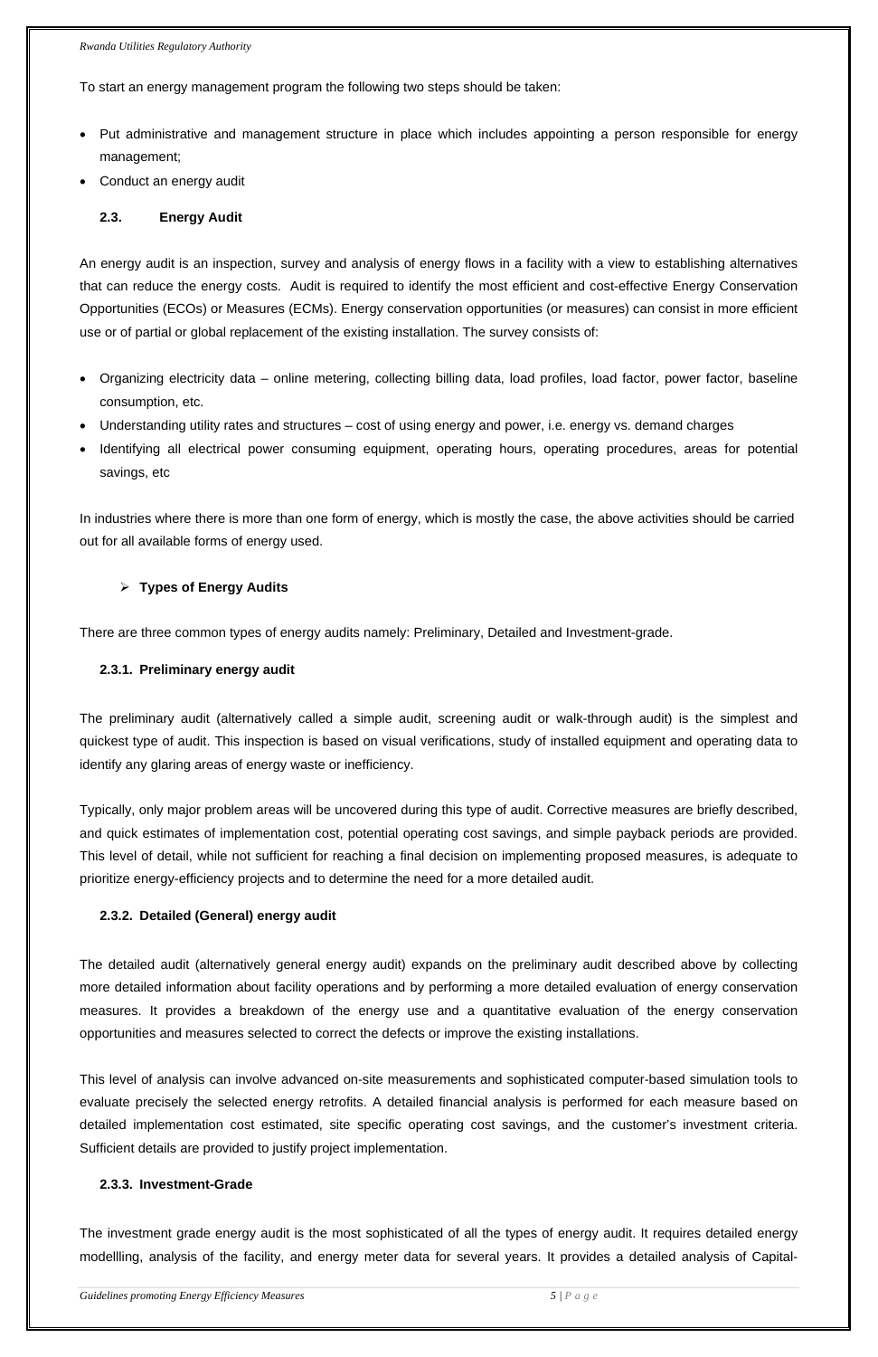To start an energy management program the following two steps should be taken:

- Put administrative and management structure in place which includes appointing a person responsible for energy management;
- Conduct an energy audit

### 2.3. Energy Audit

An energy audit is an inspection, survey and analysis of energy flows in a facility with a view to establishing alternatives that can reduce the energy costs. Audit is required to identify the most efficient and cost-effective Energy Conservation Opportunities (ECOs) or Measures (ECMs). Energy conservation opportunities (or measures) can consist in more efficient use or of partial or global replacement of the existing installation. The survey consists of:

- Organizing electricity data – online metering, collecting billing data, load profiles, load factor, power factor, baseline consumption, etc.
- Understanding utility rates and structures – cost of using energy and power, i.e. energy vs. demand charges
- Identifying all electrical power consuming equipment, operating hours, operating procedures, areas for potential savings, etc

In industries where there is more than one form of energy, which is mostly the case, the above activities should be carried out for all available forms of energy used.

- **Types of Energy Audits**

There are three common types of energy audits namely: Preliminary, Detailed and Investment-grade.

#### 2.3.1. Preliminary energy audit

The preliminary audit (alternatively called a simple audit, screening audit or walk-through audit) is the simplest and quickest type of audit. This inspection is based on visual verifications, study of installed equipment and operating data to identify any glaring areas of energy waste or inefficiency.

Typically, only major problem areas will be uncovered during this type of audit. Corrective measures are briefly described, and quick estimates of implementation cost, potential operating cost savings, and simple payback periods are provided. This level of detail, while not sufficient for reaching a final decision on implementing proposed measures, is adequate to prioritize energy-efficiency projects and to determine the need for a more detailed audit.

#### 2.3.2. Detailed (General) energy audit

The detailed audit (alternatively general energy audit) expands on the preliminary audit described above by collecting more detailed information about facility operations and by performing a more detailed evaluation of energy conservation measures. It provides a breakdown of the energy use and a quantitative evaluation of the energy conservation opportunities and measures selected to correct the defects or improve the existing installations.

This level of analysis can involve advanced on-site measurements and sophisticated computer-based simulation tools to evaluate precisely the selected energy retrofits. A detailed financial analysis is performed for each measure based on detailed implementation cost estimated, site specific operating cost savings, and the customer's investment criteria. Sufficient details are provided to justify project implementation.

#### 2.3.3. Investment-Grade

The investment grade energy audit is the most sophisticated of all the types of energy audit. It requires detailed energy modellling, analysis of the facility, and energy meter data for several years. It provides a detailed analysis of Capital-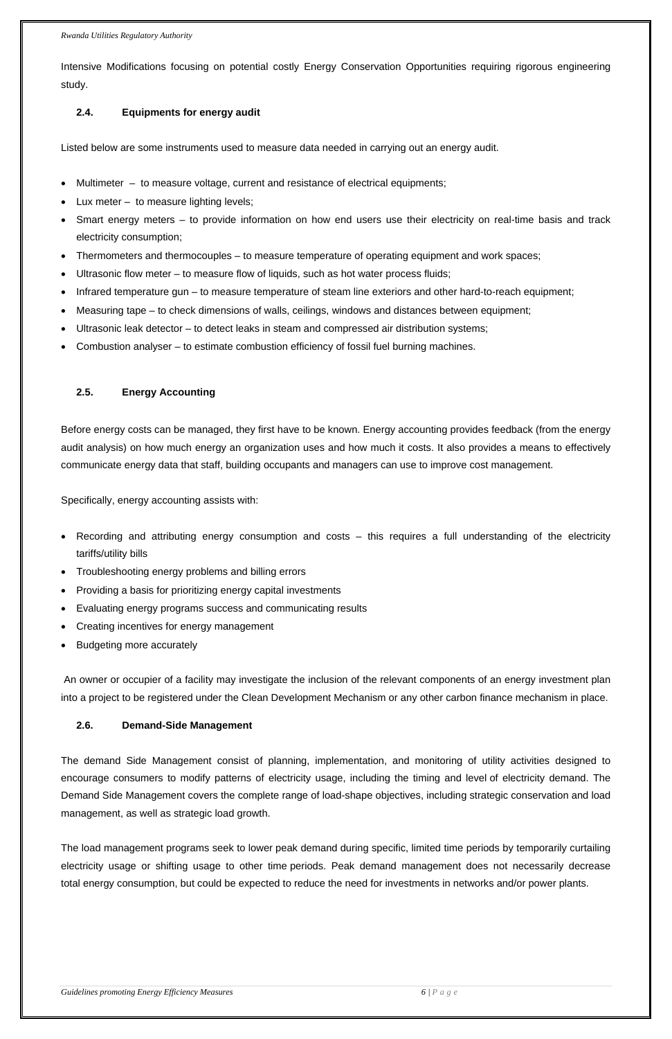Intensive Modifications focusing on potential costly Energy Conservation Opportunities requiring rigorous engineering study.

### 2.4. Equipments for energy audit

Listed below are some instruments used to measure data needed in carrying out an energy audit.

- Multimeter – to measure voltage, current and resistance of electrical equipments;
- Lux meter – to measure lighting levels;
- Smart energy meters – to provide information on how end users use their electricity on real-time basis and track electricity consumption;
- Thermometers and thermocouples – to measure temperature of operating equipment and work spaces;
- Ultrasonic flow meter – to measure flow of liquids, such as hot water process fluids;
- Infrared temperature gun – to measure temperature of steam line exteriors and other hard-to-reach equipment;
- Measuring tape – to check dimensions of walls, ceilings, windows and distances between equipment;
- Ultrasonic leak detector – to detect leaks in steam and compressed air distribution systems;
- Combustion analyser – to estimate combustion efficiency of fossil fuel burning machines.

### 2.5. Energy Accounting

Before energy costs can be managed, they first have to be known. Energy accounting provides feedback (from the energy audit analysis) on how much energy an organization uses and how much it costs. It also provides a means to effectively communicate energy data that staff, building occupants and managers can use to improve cost management.

Specifically, energy accounting assists with:

- Recording and attributing energy consumption and costs – this requires a full understanding of the electricity tariffs/utility bills
- Troubleshooting energy problems and billing errors
- Providing a basis for prioritizing energy capital investments
- Evaluating energy programs success and communicating results
- Creating incentives for energy management
- Budgeting more accurately

An owner or occupier of a facility may investigate the inclusion of the relevant components of an energy investment plan into a project to be registered under the Clean Development Mechanism or any other carbon finance mechanism in place.

### 2.6. Demand-Side Management

The demand Side Management consist of planning, implementation, and monitoring of utility activities designed to encourage consumers to modify patterns of electricity usage, including the timing and level of electricity demand. The Demand Side Management covers the complete range of load-shape objectives, including strategic conservation and load management, as well as strategic load growth.

The load management programs seek to lower peak demand during specific, limited time periods by temporarily curtailing electricity usage or shifting usage to other time periods. Peak demand management does not necessarily decrease total energy consumption, but could be expected to reduce the need for investments in networks and/or power plants.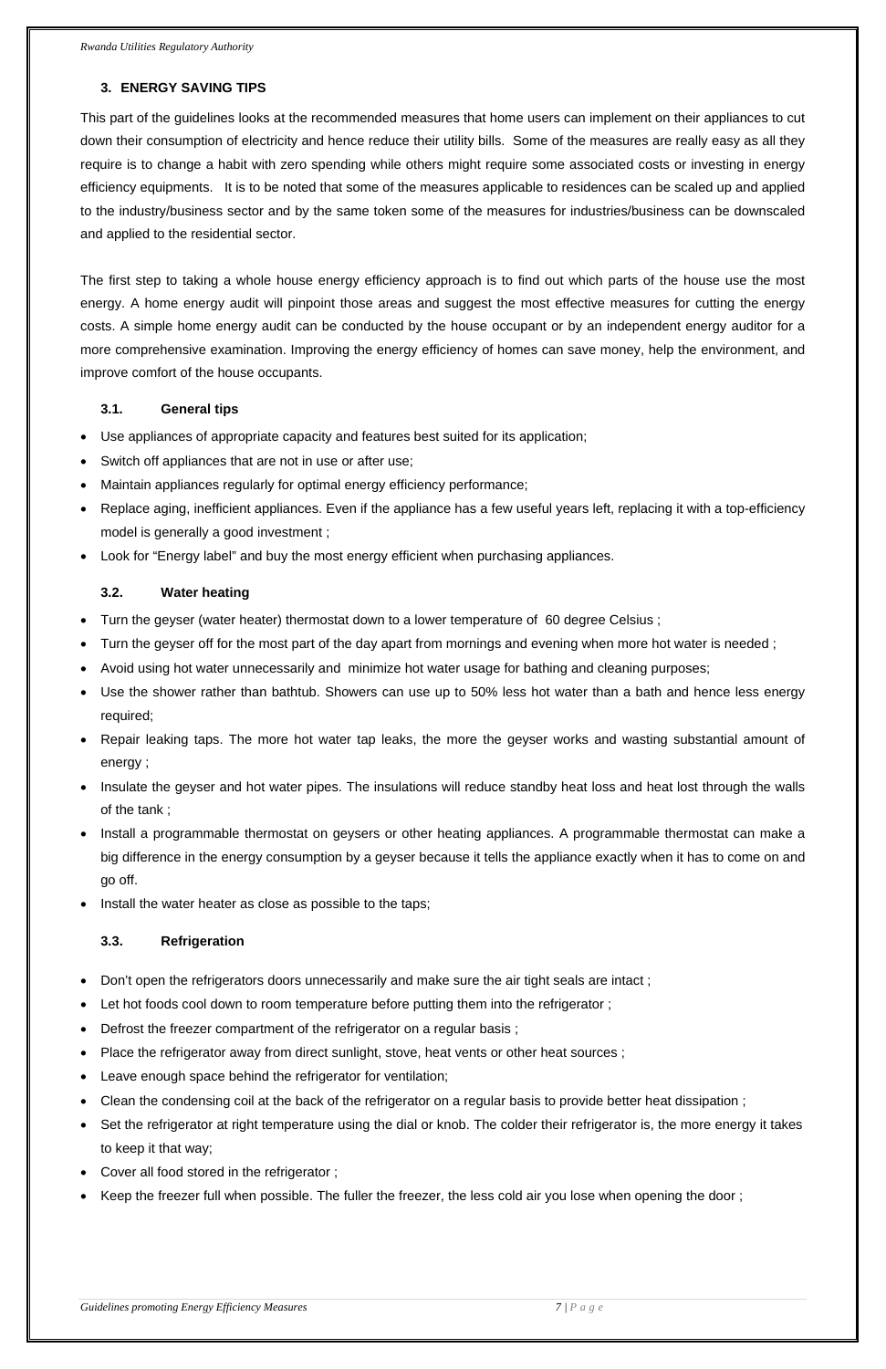## 3. ENERGY SAVING TIPS

This part of the guidelines looks at the recommended measures that home users can implement on their appliances to cut down their consumption of electricity and hence reduce their utility bills. Some of the measures are really easy as all they require is to change a habit with zero spending while others might require some associated costs or investing in energy efficiency equipments. It is to be noted that some of the measures applicable to residences can be scaled up and applied to the industry/business sector and by the same token some of the measures for industries/business can be downscaled and applied to the residential sector.

The first step to taking a whole house energy efficiency approach is to find out which parts of the house use the most energy. A home energy audit will pinpoint those areas and suggest the most effective measures for cutting the energy costs. A simple home energy audit can be conducted by the house occupant or by an independent energy auditor for a more comprehensive examination. Improving the energy efficiency of homes can save money, help the environment, and improve comfort of the house occupants.

### 3.1. General tips

- Use appliances of appropriate capacity and features best suited for its application;
- Switch off appliances that are not in use or after use;
- Maintain appliances regularly for optimal energy efficiency performance;
- Replace aging, inefficient appliances. Even if the appliance has a few useful years left, replacing it with a top-efficiency model is generally a good investment ;
- Look for "Energy label" and buy the most energy efficient when purchasing appliances.

### 3.2. Water heating

- Turn the geyser (water heater) thermostat down to a lower temperature of 60 degree Celsius ;
- Turn the geyser off for the most part of the day apart from mornings and evening when more hot water is needed ;
- Avoid using hot water unnecessarily and minimize hot water usage for bathing and cleaning purposes;
- Use the shower rather than bathtub. Showers can use up to 50% less hot water than a bath and hence less energy required;
- Repair leaking taps. The more hot water tap leaks, the more the geyser works and wasting substantial amount of energy ;
- Insulate the geyser and hot water pipes. The insulations will reduce standby heat loss and heat lost through the walls of the tank ;
- Install a programmable thermostat on geysers or other heating appliances. A programmable thermostat can make a big difference in the energy consumption by a geyser because it tells the appliance exactly when it has to come on and go off.
- Install the water heater as close as possible to the taps;

### 3.3. Refrigeration

- Don't open the refrigerators doors unnecessarily and make sure the air tight seals are intact ;
- Let hot foods cool down to room temperature before putting them into the refrigerator ;
- Defrost the freezer compartment of the refrigerator on a regular basis ;
- Place the refrigerator away from direct sunlight, stove, heat vents or other heat sources ;
- Leave enough space behind the refrigerator for ventilation;
- Clean the condensing coil at the back of the refrigerator on a regular basis to provide better heat dissipation ;
- Set the refrigerator at right temperature using the dial or knob. The colder their refrigerator is, the more energy it takes to keep it that way;
- Cover all food stored in the refrigerator ;
- Keep the freezer full when possible. The fuller the freezer, the less cold air you lose when opening the door ;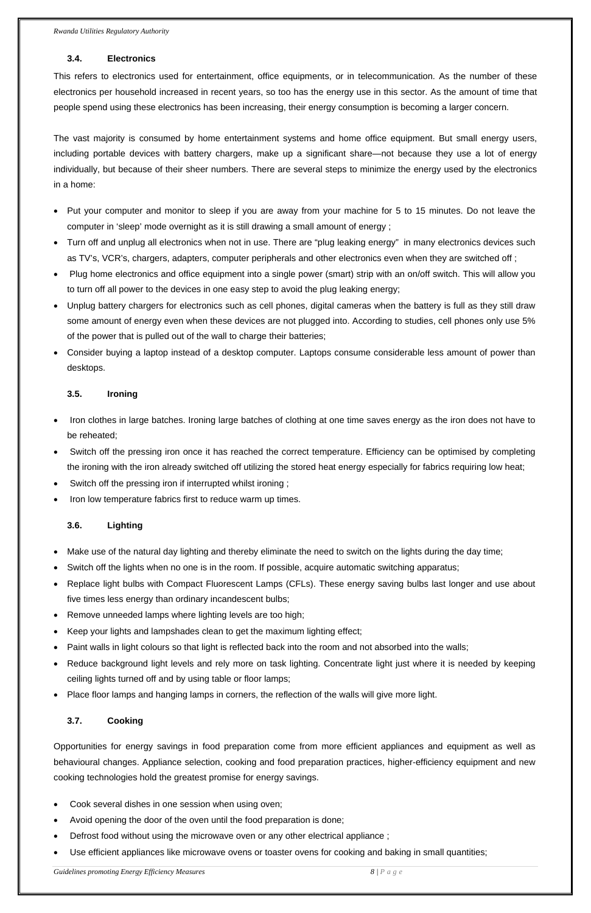### 3.4. Electronics

This refers to electronics used for entertainment, office equipments, or in telecommunication. As the number of these electronics per household increased in recent years, so too has the energy use in this sector. As the amount of time that people spend using these electronics has been increasing, their energy consumption is becoming a larger concern.

The vast majority is consumed by home entertainment systems and home office equipment. But small energy users, including portable devices with battery chargers, make up a significant share—not because they use a lot of energy individually, but because of their sheer numbers. There are several steps to minimize the energy used by the electronics in a home:

- Put your computer and monitor to sleep if you are away from your machine for 5 to 15 minutes. Do not leave the computer in 'sleep' mode overnight as it is still drawing a small amount of energy ;
- Turn off and unplug all electronics when not in use. There are "plug leaking energy" in many electronics devices such as TV's, VCR's, chargers, adapters, computer peripherals and other electronics even when they are switched off ;
- Plug home electronics and office equipment into a single power (smart) strip with an on/off switch. This will allow you to turn off all power to the devices in one easy step to avoid the plug leaking energy;
- Unplug battery chargers for electronics such as cell phones, digital cameras when the battery is full as they still draw some amount of energy even when these devices are not plugged into. According to studies, cell phones only use 5% of the power that is pulled out of the wall to charge their batteries;
- Consider buying a laptop instead of a desktop computer. Laptops consume considerable less amount of power than desktops.

### 3.5. Ironing

- Iron clothes in large batches. Ironing large batches of clothing at one time saves energy as the iron does not have to be reheated;
- Switch off the pressing iron once it has reached the correct temperature. Efficiency can be optimised by completing the ironing with the iron already switched off utilizing the stored heat energy especially for fabrics requiring low heat;
- Switch off the pressing iron if interrupted whilst ironing ;
- Iron low temperature fabrics first to reduce warm up times.

### 3.6. Lighting

- Make use of the natural day lighting and thereby eliminate the need to switch on the lights during the day time;
- Switch off the lights when no one is in the room. If possible, acquire automatic switching apparatus;
- Replace light bulbs with Compact Fluorescent Lamps (CFLs). These energy saving bulbs last longer and use about five times less energy than ordinary incandescent bulbs;
- Remove unneeded lamps where lighting levels are too high;
- Keep your lights and lampshades clean to get the maximum lighting effect;
- Paint walls in light colours so that light is reflected back into the room and not absorbed into the walls;
- Reduce background light levels and rely more on task lighting. Concentrate light just where it is needed by keeping ceiling lights turned off and by using table or floor lamps;
- Place floor lamps and hanging lamps in corners, the reflection of the walls will give more light.

### 3.7. Cooking

Opportunities for energy savings in food preparation come from more efficient appliances and equipment as well as behavioural changes. Appliance selection, cooking and food preparation practices, higher-efficiency equipment and new cooking technologies hold the greatest promise for energy savings.

- Cook several dishes in one session when using oven;
- Avoid opening the door of the oven until the food preparation is done;
- Defrost food without using the microwave oven or any other electrical appliance ;
- Use efficient appliances like microwave ovens or toaster ovens for cooking and baking in small quantities;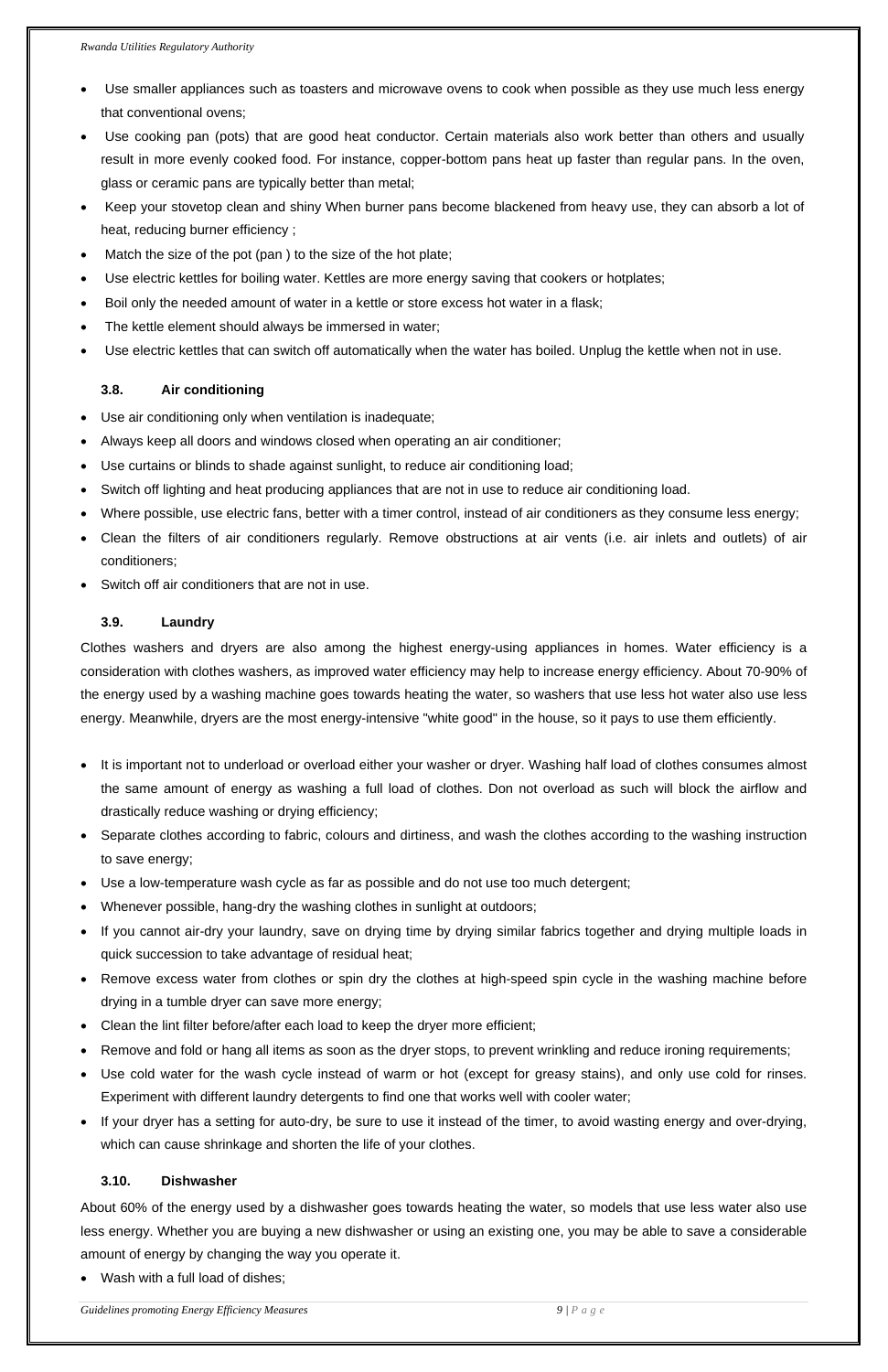- Use smaller appliances such as toasters and microwave ovens to cook when possible as they use much less energy that conventional ovens;
- Use cooking pan (pots) that are good heat conductor. Certain materials also work better than others and usually result in more evenly cooked food. For instance, copper-bottom pans heat up faster than regular pans. In the oven, glass or ceramic pans are typically better than metal;
- Keep your stovetop clean and shiny When burner pans become blackened from heavy use, they can absorb a lot of heat, reducing burner efficiency ;
- Match the size of the pot (pan ) to the size of the hot plate;
- Use electric kettles for boiling water. Kettles are more energy saving that cookers or hotplates;
- Boil only the needed amount of water in a kettle or store excess hot water in a flask;
- The kettle element should always be immersed in water;
- Use electric kettles that can switch off automatically when the water has boiled. Unplug the kettle when not in use.

### 3.8. Air conditioning

- Use air conditioning only when ventilation is inadequate;
- Always keep all doors and windows closed when operating an air conditioner;
- Use curtains or blinds to shade against sunlight, to reduce air conditioning load;
- Switch off lighting and heat producing appliances that are not in use to reduce air conditioning load.
- Where possible, use electric fans, better with a timer control, instead of air conditioners as they consume less energy;
- Clean the filters of air conditioners regularly. Remove obstructions at air vents (i.e. air inlets and outlets) of air conditioners;
- Switch off air conditioners that are not in use.

### 3.9. Laundry

Clothes washers and dryers are also among the highest energy-using appliances in homes. Water efficiency is a consideration with clothes washers, as improved water efficiency may help to increase energy efficiency. About 70-90% of the energy used by a washing machine goes towards heating the water, so washers that use less hot water also use less energy. Meanwhile, dryers are the most energy-intensive "white good" in the house, so it pays to use them efficiently.

- It is important not to underload or overload either your washer or dryer. Washing half load of clothes consumes almost the same amount of energy as washing a full load of clothes. Don not overload as such will block the airflow and drastically reduce washing or drying efficiency;
- Separate clothes according to fabric, colours and dirtiness, and wash the clothes according to the washing instruction to save energy;
- Use a low-temperature wash cycle as far as possible and do not use too much detergent;
- Whenever possible, hang-dry the washing clothes in sunlight at outdoors;
- If you cannot air-dry your laundry, save on drying time by drying similar fabrics together and drying multiple loads in quick succession to take advantage of residual heat;
- Remove excess water from clothes or spin dry the clothes at high-speed spin cycle in the washing machine before drying in a tumble dryer can save more energy;
- Clean the lint filter before/after each load to keep the dryer more efficient;
- Remove and fold or hang all items as soon as the dryer stops, to prevent wrinkling and reduce ironing requirements;
- Use cold water for the wash cycle instead of warm or hot (except for greasy stains), and only use cold for rinses. Experiment with different laundry detergents to find one that works well with cooler water;
- If your dryer has a setting for auto-dry, be sure to use it instead of the timer, to avoid wasting energy and over-drying, which can cause shrinkage and shorten the life of your clothes.

### 3.10. Dishwasher

About 60% of the energy used by a dishwasher goes towards heating the water, so models that use less water also use less energy. Whether you are buying a new dishwasher or using an existing one, you may be able to save a considerable amount of energy by changing the way you operate it.

- Wash with a full load of dishes;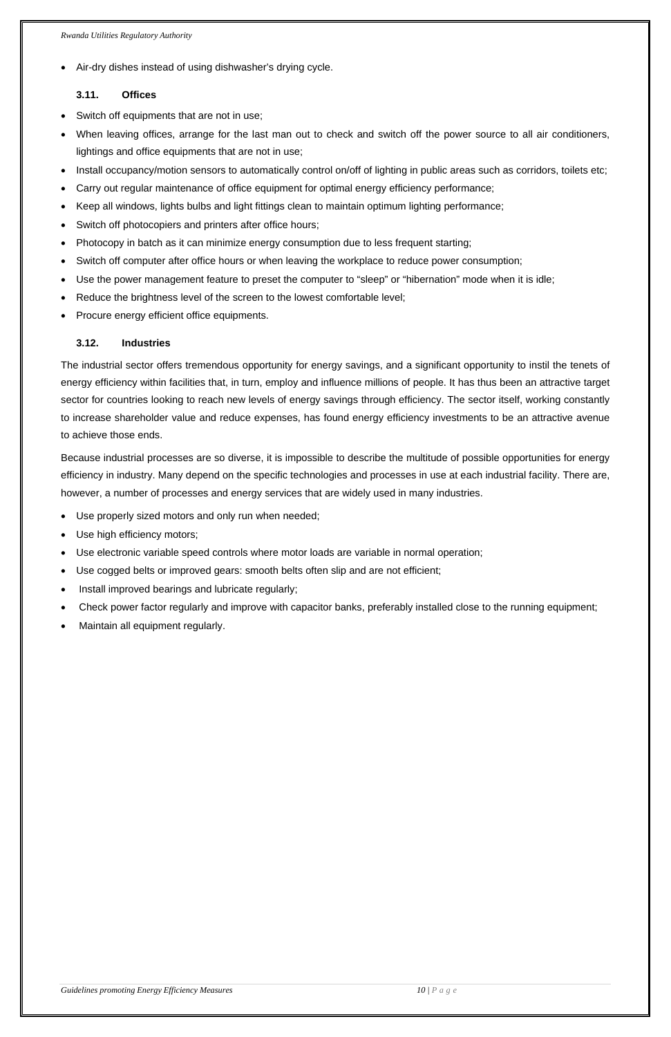- Air-dry dishes instead of using dishwasher's drying cycle.

### 3.11. Offices

- Switch off equipments that are not in use;
- When leaving offices, arrange for the last man out to check and switch off the power source to all air conditioners, lightings and office equipments that are not in use;
- Install occupancy/motion sensors to automatically control on/off of lighting in public areas such as corridors, toilets etc;
- Carry out regular maintenance of office equipment for optimal energy efficiency performance;
- Keep all windows, lights bulbs and light fittings clean to maintain optimum lighting performance;
- Switch off photocopiers and printers after office hours;
- Photocopy in batch as it can minimize energy consumption due to less frequent starting;
- Switch off computer after office hours or when leaving the workplace to reduce power consumption;
- Use the power management feature to preset the computer to "sleep" or "hibernation" mode when it is idle;
- Reduce the brightness level of the screen to the lowest comfortable level;
- Procure energy efficient office equipments.

### 3.12. Industries

The industrial sector offers tremendous opportunity for energy savings, and a significant opportunity to instil the tenets of energy efficiency within facilities that, in turn, employ and influence millions of people. It has thus been an attractive target sector for countries looking to reach new levels of energy savings through efficiency. The sector itself, working constantly to increase shareholder value and reduce expenses, has found energy efficiency investments to be an attractive avenue to achieve those ends.

Because industrial processes are so diverse, it is impossible to describe the multitude of possible opportunities for energy efficiency in industry. Many depend on the specific technologies and processes in use at each industrial facility. There are, however, a number of processes and energy services that are widely used in many industries.

- Use properly sized motors and only run when needed;
- Use high efficiency motors;
- Use electronic variable speed controls where motor loads are variable in normal operation;
- Use cogged belts or improved gears: smooth belts often slip and are not efficient;
- Install improved bearings and lubricate regularly;
- Check power factor regularly and improve with capacitor banks, preferably installed close to the running equipment;
- Maintain all equipment regularly.